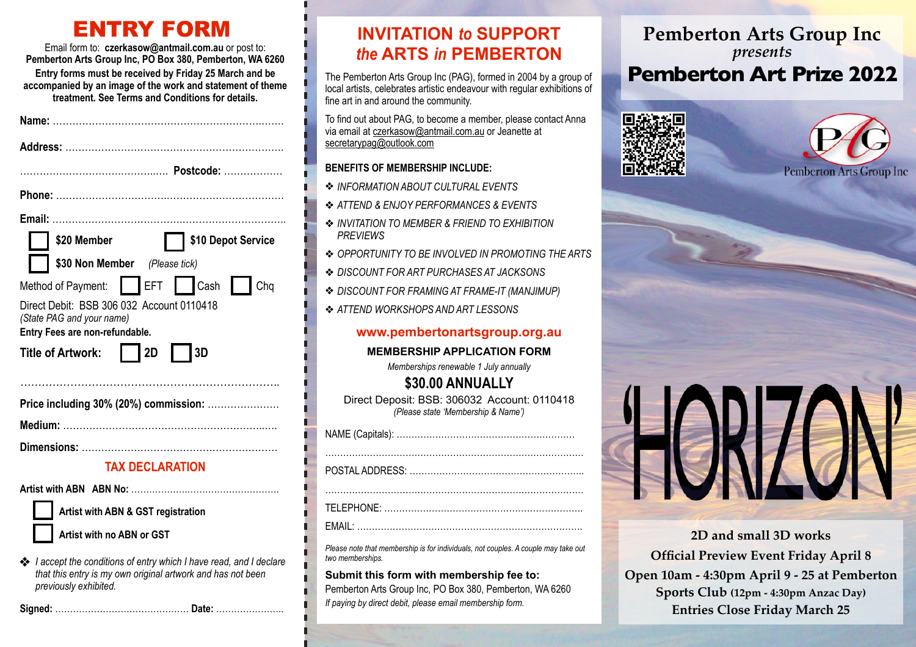# ENTRY FORM

Email form to: **czerkasow@antmail.com.au** or post to:
**Pemberton Arts Group Inc, PO Box 380, Pemberton, WA 6260**

**Entry forms must be received by Friday 25 March and be accompanied by an image of the work and statement of theme treatment. See Terms and Conditions for details.**

**Name:** ……………………………………………………………………

**Address:** ……………………………………………………………

…………………………………… **Postcode:** ………………

**Phone:** …………………………………………………………………

**Email:** ……………………………………………………………………

☐ **$20 Member** ☐ **$10 Depot Service**

☐ **$30 Non Member** *(Please tick)*

Method of Payment: ☐ EFT ☐ Cash ☐ Chq

Direct Debit: BSB 306 032 Account 0110418
*(State PAG and your name)*

**Entry Fees are non-refundable.**

**Title of Artwork:** ☐ **2D** ☐ **3D**

……………………………………………………………………

**Price including 30% (20%) commission:** …………………

**Medium:** ……………………………………………………………

**Dimensions:** ………………………………………………………

## TAX DECLARATION

**Artist with ABN ABN No:** ………………………………………

☐ **Artist with ABN & GST registration**

☐ **Artist with no ABN or GST**

❖ *I accept the conditions of entry which I have read, and I declare that this entry is my own original artwork and has not been previously exhibited.*

**Signed:** ……………………………… **Date:** …………………

# INVITATION *to* SUPPORT *the* ARTS *in* PEMBERTON

The Pemberton Arts Group Inc (PAG), formed in 2004 by a group of local artists, celebrates artistic endeavour with regular exhibitions of fine art in and around the community.

To find out about PAG, to become a member, please contact Anna via email at czerkasow@antmail.com.au or Jeanette at secretarypag@outlook.com

**BENEFITS OF MEMBERSHIP INCLUDE:**

- ❖ *INFORMATION ABOUT CULTURAL EVENTS*
- ❖ *ATTEND & ENJOY PERFORMANCES & EVENTS*
- ❖ *INVITATION TO MEMBER & FRIEND TO EXHIBITION PREVIEWS*
- ❖ *OPPORTUNITY TO BE INVOLVED IN PROMOTING THE ARTS*
- ❖ *DISCOUNT FOR ART PURCHASES AT JACKSONS*
- ❖ *DISCOUNT FOR FRAMING AT FRAME-IT (MANJIMUP)*
- ❖ *ATTEND WORKSHOPS AND ART LESSONS*

**www.pembertonartsgroup.org.au**

**MEMBERSHIP APPLICATION FORM**

*Memberships renewable 1 July annually*

**$30.00 ANNUALLY**

Direct Deposit: BSB: 306032 Account: 0110418
*(Please state 'Membership & Name')*

NAME (Capitals): ……………………………………………………

……………………………………………………………………………

POSTAL ADDRESS: ………………………………………………

……………………………………………………………………………

TELEPHONE: ………………………………………………………

EMAIL: ………………………………………………………………

*Please note that membership is for individuals, not couples. A couple may take out two memberships.*

**Submit this form with membership fee to:**
Pemberton Arts Group Inc, PO Box 380, Pemberton, WA 6260
*If paying by direct debit, please email membership form.*

# Pemberton Arts Group Inc
*presents*
# Pemberton Art Prize 2022

Pemberton Arts Group Inc

# 'HORIZON'

**2D and small 3D works**
**Official Preview Event Friday April 8**
**Open 10am - 4:30pm April 9 - 25 at Pemberton Sports Club (12pm - 4:30pm Anzac Day)**
**Entries Close Friday March 25**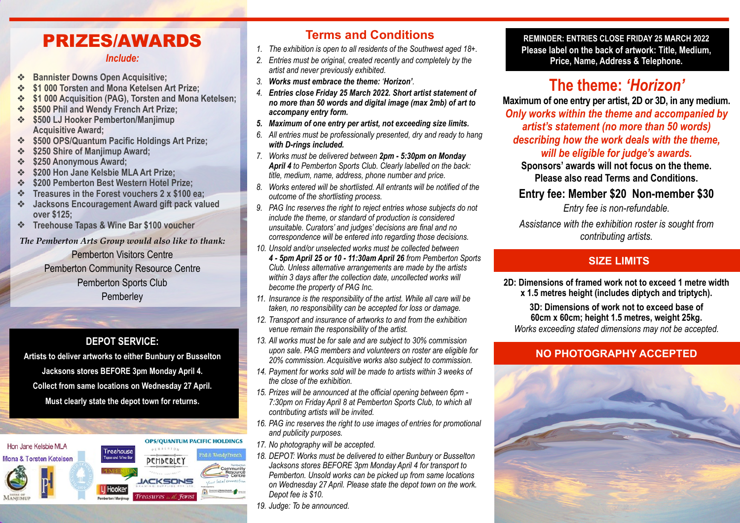# PRIZES/AWARDS

*Include:*

- Bannister Downs Open Acquisitive;
- $1 000 Torsten and Mona Ketelsen Art Prize;
- $1 000 Acquisition (PAG), Torsten and Mona Ketelsen;
- $500 Phil and Wendy French Art Prize;
- $500 LJ Hooker Pemberton/Manjimup Acquisitive Award;
- $500 OPS/Quantum Pacific Holdings Art Prize;
- $250 Shire of Manjimup Award;
- $250 Anonymous Award;
- $200 Hon Jane Kelsbie MLA Art Prize;
- $200 Pemberton Best Western Hotel Prize;
- Treasures in the Forest vouchers 2 x $100 ea;
- Jacksons Encouragement Award gift pack valued over $125;
- Treehouse Tapas & Wine Bar $100 voucher

*The Pemberton Arts Group would also like to thank:*

Pemberton Visitors Centre
Pemberton Community Resource Centre
Pemberton Sports Club
Pemberley

**DEPOT SERVICE:**

**Artists to deliver artworks to either Bunbury or Busselton Jacksons stores BEFORE 3pm Monday April 4.**

**Collect from same locations on Wednesday 27 April.**

**Must clearly state the depot town for returns.**

Hon Jane Kelsbie MLA
Mona & Torsten Ketelsen
Treehouse Tapas and Wine Bar
OPS/QUANTUM PACIFIC HOLDINGS
PEMBERLEY
Phil & Wendy French
Pemberton Community Resource Centre
LJ Hooker Pemberton | Manjimup
JACKSONS
Treasures in the Forest
Shire of Manjimup

## Terms and Conditions

1. *The exhibition is open to all residents of the Southwest aged 18+.*
2. *Entries must be original, created recently and completely by the artist and never previously exhibited.*
3. ***Works must embrace the theme: 'Horizon'.***
4. ***Entries close Friday 25 March 2022. Short artist statement of no more than 50 words and digital image (max 2mb) of art to accompany entry form.***
5. ***Maximum of one entry per artist, not exceeding size limits.***
6. *All entries must be professionally presented, dry and ready to hang **with D-rings included.***
7. *Works must be delivered between **2pm - 5:30pm on Monday April 4** to Pemberton Sports Club. Clearly labelled on the back: title, medium, name, address, phone number and price.*
8. *Works entered will be shortlisted. All entrants will be notified of the outcome of the shortlisting process.*
9. *PAG Inc reserves the right to reject entries whose subjects do not include the theme, or standard of production is considered unsuitable. Curators' and judges' decisions are final and no correspondence will be entered into regarding those decisions.*
10. *Unsold and/or unselected works must be collected between **4 - 5pm April 25 or 10 - 11:30am April 26** from Pemberton Sports Club. Unless alternative arrangements are made by the artists within 3 days after the collection date, uncollected works will become the property of PAG Inc.*
11. *Insurance is the responsibility of the artist. While all care will be taken, no responsibility can be accepted for loss or damage.*
12. *Transport and insurance of artworks to and from the exhibition venue remain the responsibility of the artist.*
13. *All works must be for sale and are subject to 30% commission upon sale. PAG members and volunteers on roster are eligible for 20% commission. Acquisitive works also subject to commission.*
14. *Payment for works sold will be made to artists within 3 weeks of the close of the exhibition.*
15. *Prizes will be announced at the official opening between 6pm - 7:30pm on Friday April 8 at Pemberton Sports Club, to which all contributing artists will be invited.*
16. *PAG inc reserves the right to use images of entries for promotional and publicity purposes.*
17. *No photography will be accepted.*
18. *DEPOT: Works must be delivered to either Bunbury or Busselton Jacksons stores BEFORE 3pm Monday April 4 for transport to Pemberton. Unsold works can be picked up from same locations on Wednesday 27 April. Please state the depot town on the work. Depot fee is $10.*
19. *Judge: To be announced.*

**REMINDER: ENTRIES CLOSE FRIDAY 25 MARCH 2022**
**Please label on the back of artwork: Title, Medium, Price, Name, Address & Telephone.**

## The theme: *'Horizon'*

**Maximum of one entry per artist, 2D or 3D, in any medium.**

***Only works within the theme and accompanied by artist's statement (no more than 50 words) describing how the work deals with the theme, will be eligible for judge's awards.***

**Sponsors' awards will not focus on the theme.**
**Please also read Terms and Conditions.**

**Entry fee: Member $20 Non-member $30**

*Entry fee is non-refundable.*

*Assistance with the exhibition roster is sought from contributing artists.*

## SIZE LIMITS

**2D: Dimensions of framed work not to exceed 1 metre width x 1.5 metres height (includes diptych and triptych).**

**3D: Dimensions of work not to exceed base of 60cm x 60cm; height 1.5 metres, weight 25kg.**

*Works exceeding stated dimensions may not be accepted.*

## NO PHOTOGRAPHY ACCEPTED